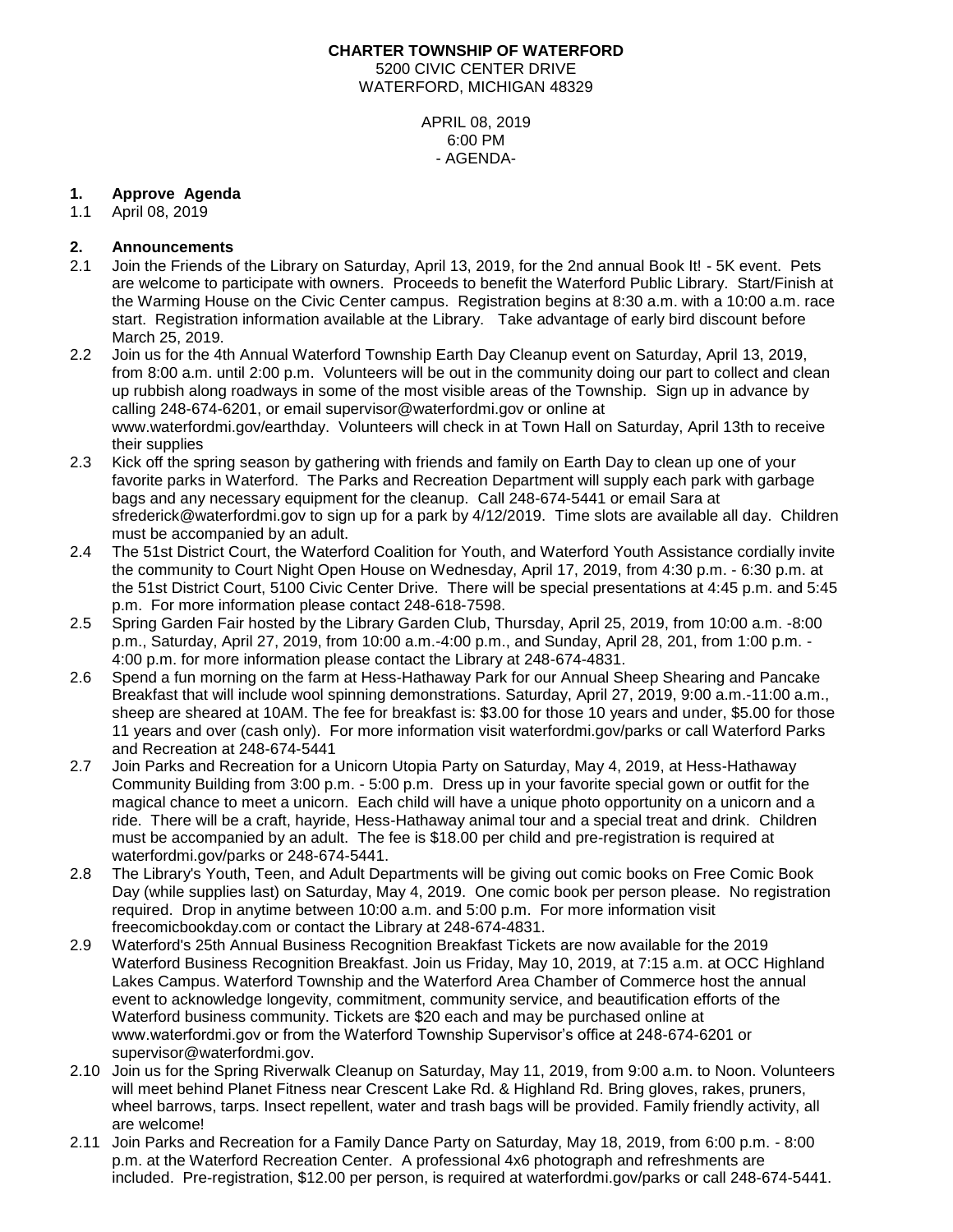**CHARTER TOWNSHIP OF WATERFORD**
5200 CIVIC CENTER DRIVE
WATERFORD, MICHIGAN 48329

APRIL 08, 2019
6:00 PM
- AGENDA-

## 1. Approve Agenda

1.1 April 08, 2019

## 2. Announcements

2.1 Join the Friends of the Library on Saturday, April 13, 2019, for the 2nd annual Book It! - 5K event. Pets are welcome to participate with owners. Proceeds to benefit the Waterford Public Library. Start/Finish at the Warming House on the Civic Center campus. Registration begins at 8:30 a.m. with a 10:00 a.m. race start. Registration information available at the Library. Take advantage of early bird discount before March 25, 2019.

2.2 Join us for the 4th Annual Waterford Township Earth Day Cleanup event on Saturday, April 13, 2019, from 8:00 a.m. until 2:00 p.m. Volunteers will be out in the community doing our part to collect and clean up rubbish along roadways in some of the most visible areas of the Township. Sign up in advance by calling 248-674-6201, or email supervisor@waterfordmi.gov or online at www.waterfordmi.gov/earthday. Volunteers will check in at Town Hall on Saturday, April 13th to receive their supplies

2.3 Kick off the spring season by gathering with friends and family on Earth Day to clean up one of your favorite parks in Waterford. The Parks and Recreation Department will supply each park with garbage bags and any necessary equipment for the cleanup. Call 248-674-5441 or email Sara at sfrederick@waterfordmi.gov to sign up for a park by 4/12/2019. Time slots are available all day. Children must be accompanied by an adult.

2.4 The 51st District Court, the Waterford Coalition for Youth, and Waterford Youth Assistance cordially invite the community to Court Night Open House on Wednesday, April 17, 2019, from 4:30 p.m. - 6:30 p.m. at the 51st District Court, 5100 Civic Center Drive. There will be special presentations at 4:45 p.m. and 5:45 p.m. For more information please contact 248-618-7598.

2.5 Spring Garden Fair hosted by the Library Garden Club, Thursday, April 25, 2019, from 10:00 a.m. -8:00 p.m., Saturday, April 27, 2019, from 10:00 a.m.-4:00 p.m., and Sunday, April 28, 201, from 1:00 p.m. - 4:00 p.m. for more information please contact the Library at 248-674-4831.

2.6 Spend a fun morning on the farm at Hess-Hathaway Park for our Annual Sheep Shearing and Pancake Breakfast that will include wool spinning demonstrations. Saturday, April 27, 2019, 9:00 a.m.-11:00 a.m., sheep are sheared at 10AM. The fee for breakfast is: $3.00 for those 10 years and under, $5.00 for those 11 years and over (cash only). For more information visit waterfordmi.gov/parks or call Waterford Parks and Recreation at 248-674-5441

2.7 Join Parks and Recreation for a Unicorn Utopia Party on Saturday, May 4, 2019, at Hess-Hathaway Community Building from 3:00 p.m. - 5:00 p.m. Dress up in your favorite special gown or outfit for the magical chance to meet a unicorn. Each child will have a unique photo opportunity on a unicorn and a ride. There will be a craft, hayride, Hess-Hathaway animal tour and a special treat and drink. Children must be accompanied by an adult. The fee is $18.00 per child and pre-registration is required at waterfordmi.gov/parks or 248-674-5441.

2.8 The Library's Youth, Teen, and Adult Departments will be giving out comic books on Free Comic Book Day (while supplies last) on Saturday, May 4, 2019. One comic book per person please. No registration required. Drop in anytime between 10:00 a.m. and 5:00 p.m. For more information visit freecomicbookday.com or contact the Library at 248-674-4831.

2.9 Waterford's 25th Annual Business Recognition Breakfast Tickets are now available for the 2019 Waterford Business Recognition Breakfast. Join us Friday, May 10, 2019, at 7:15 a.m. at OCC Highland Lakes Campus. Waterford Township and the Waterford Area Chamber of Commerce host the annual event to acknowledge longevity, commitment, community service, and beautification efforts of the Waterford business community. Tickets are $20 each and may be purchased online at www.waterfordmi.gov or from the Waterford Township Supervisor's office at 248-674-6201 or supervisor@waterfordmi.gov.

2.10 Join us for the Spring Riverwalk Cleanup on Saturday, May 11, 2019, from 9:00 a.m. to Noon. Volunteers will meet behind Planet Fitness near Crescent Lake Rd. & Highland Rd. Bring gloves, rakes, pruners, wheel barrows, tarps. Insect repellent, water and trash bags will be provided. Family friendly activity, all are welcome!

2.11 Join Parks and Recreation for a Family Dance Party on Saturday, May 18, 2019, from 6:00 p.m. - 8:00 p.m. at the Waterford Recreation Center. A professional 4x6 photograph and refreshments are included. Pre-registration, $12.00 per person, is required at waterfordmi.gov/parks or call 248-674-5441.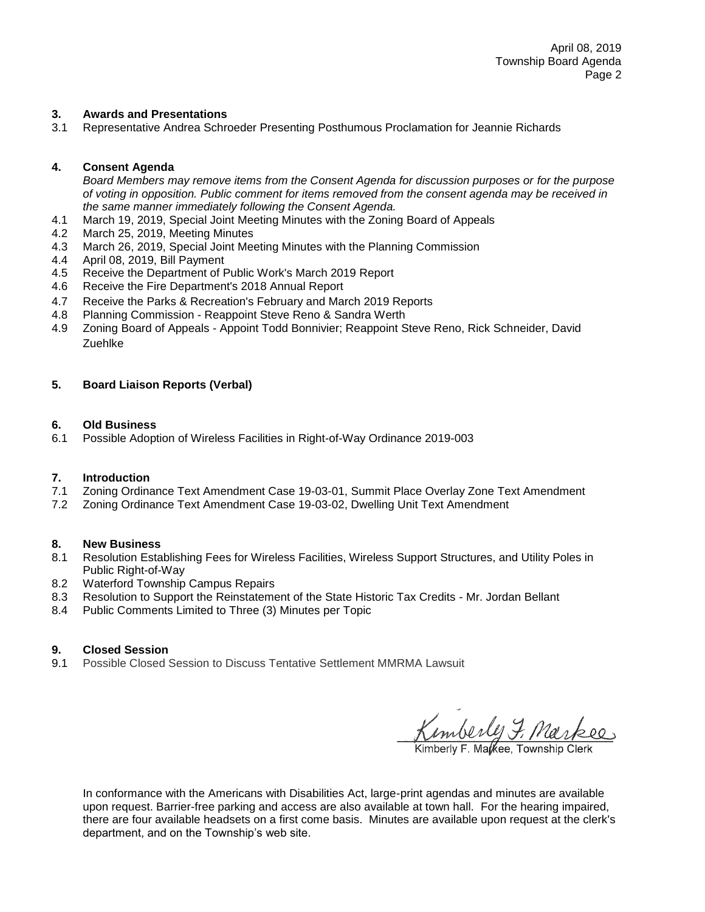### 3. Awards and Presentations

3.1 Representative Andrea Schroeder Presenting Posthumous Proclamation for Jeannie Richards

### 4. Consent Agenda

*Board Members may remove items from the Consent Agenda for discussion purposes or for the purpose of voting in opposition. Public comment for items removed from the consent agenda may be received in the same manner immediately following the Consent Agenda.*

4.1 March 19, 2019, Special Joint Meeting Minutes with the Zoning Board of Appeals
4.2 March 25, 2019, Meeting Minutes
4.3 March 26, 2019, Special Joint Meeting Minutes with the Planning Commission
4.4 April 08, 2019, Bill Payment
4.5 Receive the Department of Public Work's March 2019 Report
4.6 Receive the Fire Department's 2018 Annual Report
4.7 Receive the Parks & Recreation's February and March 2019 Reports
4.8 Planning Commission - Reappoint Steve Reno & Sandra Werth
4.9 Zoning Board of Appeals - Appoint Todd Bonnivier; Reappoint Steve Reno, Rick Schneider, David Zuehlke

### 5. Board Liaison Reports (Verbal)

### 6. Old Business

6.1 Possible Adoption of Wireless Facilities in Right-of-Way Ordinance 2019-003

### 7. Introduction

7.1 Zoning Ordinance Text Amendment Case 19-03-01, Summit Place Overlay Zone Text Amendment
7.2 Zoning Ordinance Text Amendment Case 19-03-02, Dwelling Unit Text Amendment

### 8. New Business

8.1 Resolution Establishing Fees for Wireless Facilities, Wireless Support Structures, and Utility Poles in Public Right-of-Way
8.2 Waterford Township Campus Repairs
8.3 Resolution to Support the Reinstatement of the State Historic Tax Credits - Mr. Jordan Bellant
8.4 Public Comments Limited to Three (3) Minutes per Topic

### 9. Closed Session

9.1 Possible Closed Session to Discuss Tentative Settlement MMRMA Lawsuit

Kimberly F. Markee

Kimberly F. Markee, Township Clerk

In conformance with the Americans with Disabilities Act, large-print agendas and minutes are available upon request. Barrier-free parking and access are also available at town hall. For the hearing impaired, there are four available headsets on a first come basis. Minutes are available upon request at the clerk's department, and on the Township's web site.